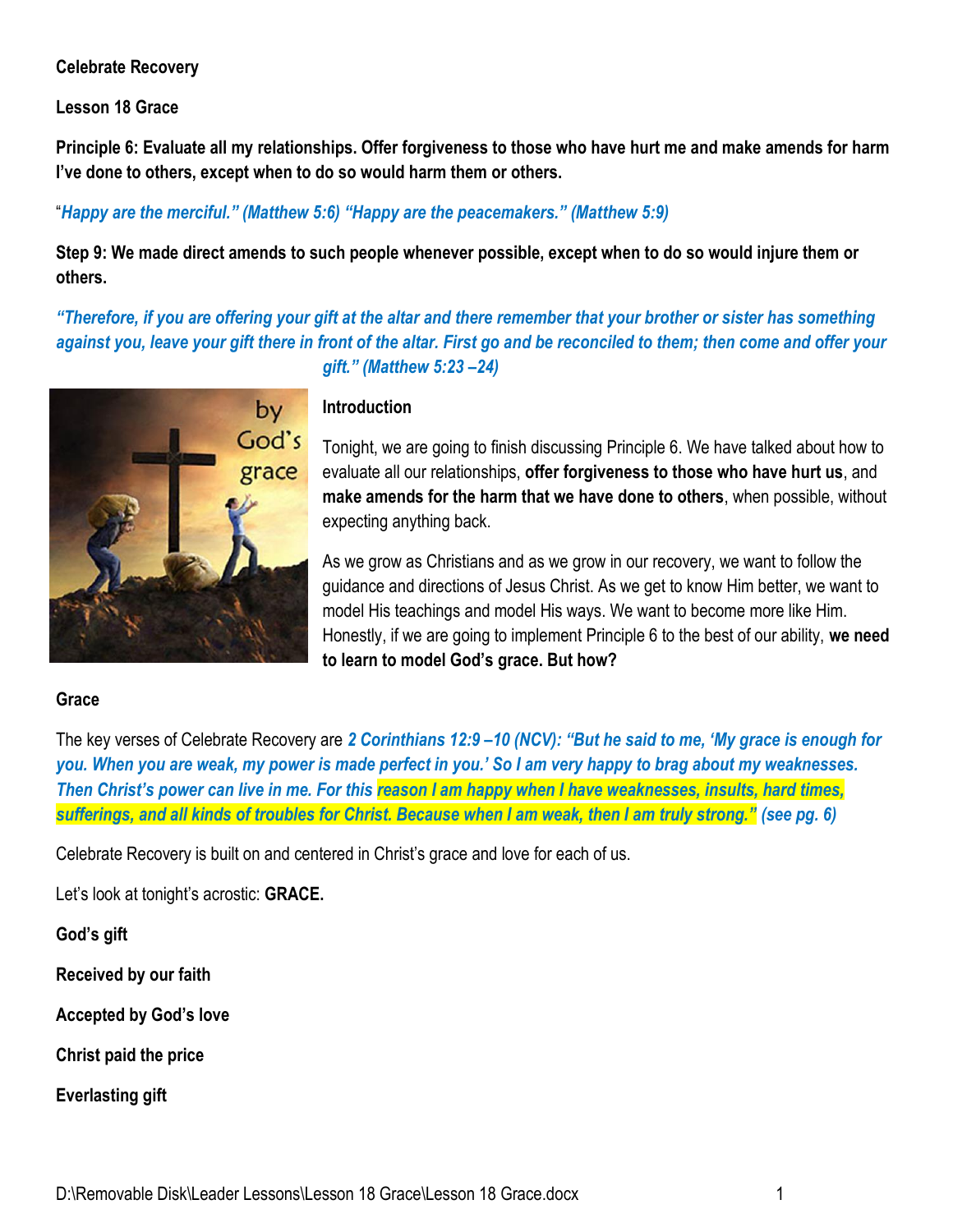**Celebrate Recovery**

**Lesson 18 Grace**

**Principle 6: Evaluate all my relationships. Offer forgiveness to those who have hurt me and make amends for harm I've done to others, except when to do so would harm them or others.**

"*Happy are the merciful." (Matthew 5:6) "Happy are the peacemakers." (Matthew 5:9)*

**Step 9: We made direct amends to such people whenever possible, except when to do so would injure them or others.**

***"Therefore, if you are offering your gift at the altar and there remember that your brother or sister has something against you, leave your gift there in front of the altar. First go and be reconciled to them; then come and offer your gift." (Matthew 5:23 –24)***

**Introduction**

Tonight, we are going to finish discussing Principle 6. We have talked about how to evaluate all our relationships, **offer forgiveness to those who have hurt us**, and **make amends for the harm that we have done to others**, when possible, without expecting anything back.

As we grow as Christians and as we grow in our recovery, we want to follow the guidance and directions of Jesus Christ. As we get to know Him better, we want to model His teachings and model His ways. We want to become more like Him. Honestly, if we are going to implement Principle 6 to the best of our ability, **we need to learn to model God's grace. But how?**

**Grace**

The key verses of Celebrate Recovery are ***2 Corinthians 12:9 –10 (NCV): "But he said to me, 'My grace is enough for you. When you are weak, my power is made perfect in you.' So I am very happy to brag about my weaknesses. Then Christ's power can live in me. For this reason I am happy when I have weaknesses, insults, hard times, sufferings, and all kinds of troubles for Christ. Because when I am weak, then I am truly strong." (see pg. 6)***

Celebrate Recovery is built on and centered in Christ's grace and love for each of us.

Let's look at tonight's acrostic: **GRACE.**

**God's gift**

**Received by our faith**

**Accepted by God's love**

**Christ paid the price**

**Everlasting gift**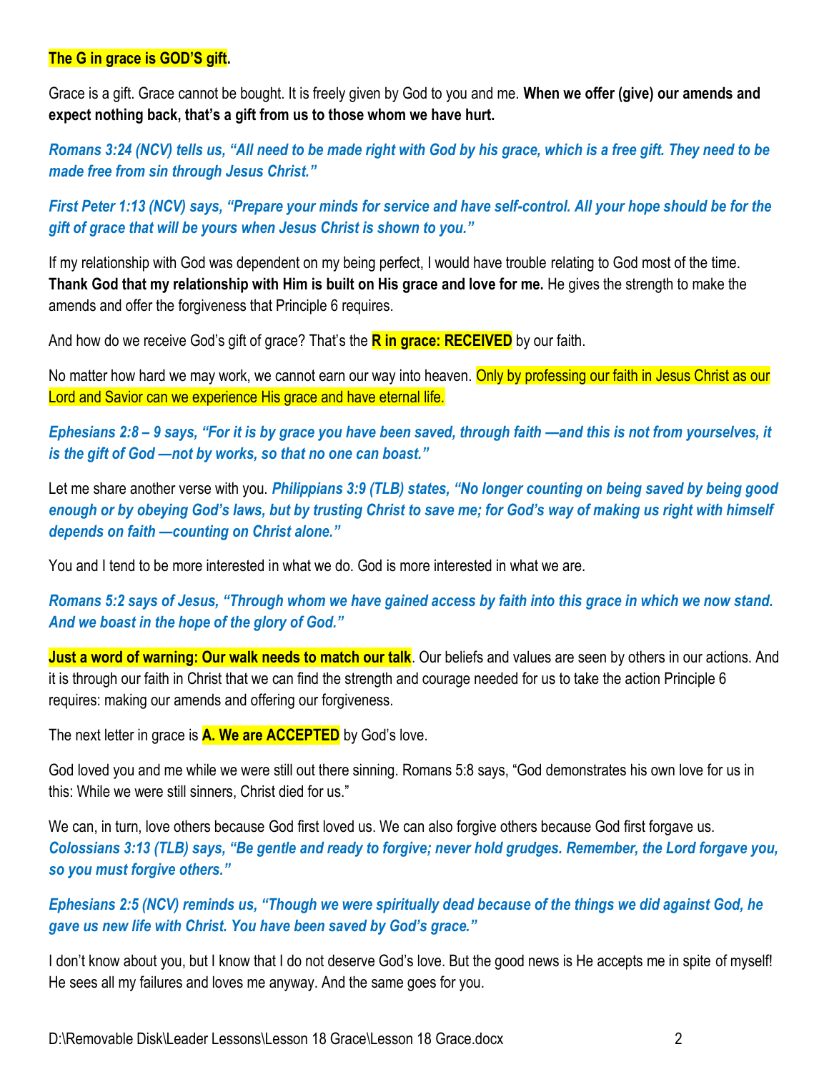**The G in grace is GOD'S gift**.

Grace is a gift. Grace cannot be bought. It is freely given by God to you and me. **When we offer (give) our amends and expect nothing back, that's a gift from us to those whom we have hurt.**

***Romans 3:24 (NCV) tells us, "All need to be made right with God by his grace, which is a free gift. They need to be made free from sin through Jesus Christ."***

***First Peter 1:13 (NCV) says, "Prepare your minds for service and have self-control. All your hope should be for the gift of grace that will be yours when Jesus Christ is shown to you."***

If my relationship with God was dependent on my being perfect, I would have trouble relating to God most of the time. **Thank God that my relationship with Him is built on His grace and love for me.** He gives the strength to make the amends and offer the forgiveness that Principle 6 requires.

And how do we receive God's gift of grace? That's the **R in grace: RECEIVED** by our faith.

No matter how hard we may work, we cannot earn our way into heaven. Only by professing our faith in Jesus Christ as our Lord and Savior can we experience His grace and have eternal life.

***Ephesians 2:8 – 9 says, "For it is by grace you have been saved, through faith —and this is not from yourselves, it is the gift of God —not by works, so that no one can boast."***

Let me share another verse with you. ***Philippians 3:9 (TLB) states, "No longer counting on being saved by being good enough or by obeying God's laws, but by trusting Christ to save me; for God's way of making us right with himself depends on faith —counting on Christ alone."***

You and I tend to be more interested in what we do. God is more interested in what we are.

***Romans 5:2 says of Jesus, "Through whom we have gained access by faith into this grace in which we now stand. And we boast in the hope of the glory of God."***

**Just a word of warning: Our walk needs to match our talk**. Our beliefs and values are seen by others in our actions. And it is through our faith in Christ that we can find the strength and courage needed for us to take the action Principle 6 requires: making our amends and offering our forgiveness.

The next letter in grace is **A. We are ACCEPTED** by God's love.

God loved you and me while we were still out there sinning. Romans 5:8 says, "God demonstrates his own love for us in this: While we were still sinners, Christ died for us."

We can, in turn, love others because God first loved us. We can also forgive others because God first forgave us. ***Colossians 3:13 (TLB) says, "Be gentle and ready to forgive; never hold grudges. Remember, the Lord forgave you, so you must forgive others."***

***Ephesians 2:5 (NCV) reminds us, "Though we were spiritually dead because of the things we did against God, he gave us new life with Christ. You have been saved by God's grace."***

I don't know about you, but I know that I do not deserve God's love. But the good news is He accepts me in spite of myself! He sees all my failures and loves me anyway. And the same goes for you.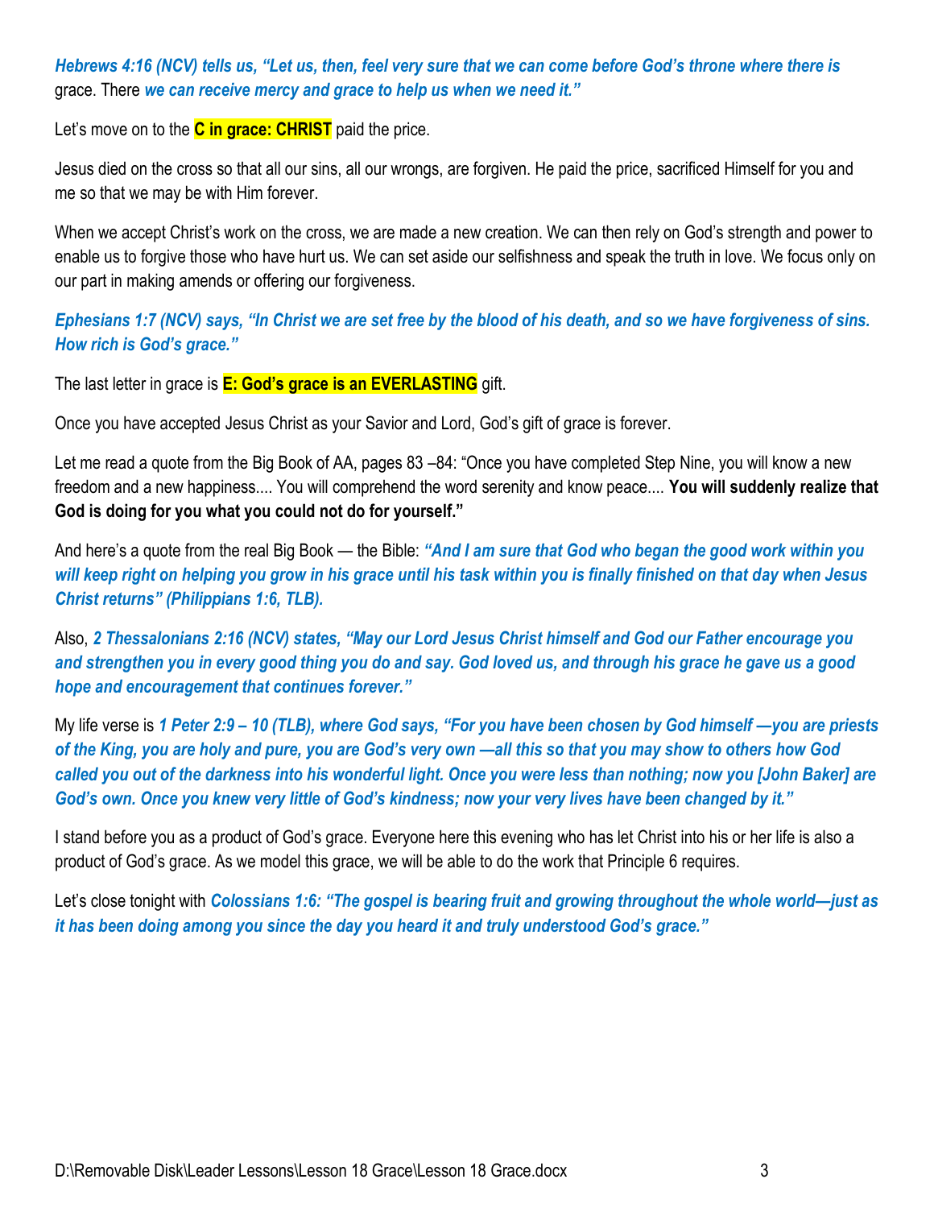***Hebrews 4:16 (NCV) tells us, "Let us, then, feel very sure that we can come before God's throne where there is*** grace. There ***we can receive mercy and grace to help us when we need it."***

Let's move on to the **C in grace: CHRIST** paid the price.

Jesus died on the cross so that all our sins, all our wrongs, are forgiven. He paid the price, sacrificed Himself for you and me so that we may be with Him forever.

When we accept Christ's work on the cross, we are made a new creation. We can then rely on God's strength and power to enable us to forgive those who have hurt us. We can set aside our selfishness and speak the truth in love. We focus only on our part in making amends or offering our forgiveness.

***Ephesians 1:7 (NCV) says, "In Christ we are set free by the blood of his death, and so we have forgiveness of sins. How rich is God's grace."***

The last letter in grace is **E: God's grace is an EVERLASTING** gift.

Once you have accepted Jesus Christ as your Savior and Lord, God's gift of grace is forever.

Let me read a quote from the Big Book of AA, pages 83 –84: "Once you have completed Step Nine, you will know a new freedom and a new happiness.... You will comprehend the word serenity and know peace.... **You will suddenly realize that God is doing for you what you could not do for yourself."**

And here's a quote from the real Big Book — the Bible: ***"And I am sure that God who began the good work within you will keep right on helping you grow in his grace until his task within you is finally finished on that day when Jesus Christ returns" (Philippians 1:6, TLB).***

Also, ***2 Thessalonians 2:16 (NCV) states, "May our Lord Jesus Christ himself and God our Father encourage you and strengthen you in every good thing you do and say. God loved us, and through his grace he gave us a good hope and encouragement that continues forever."***

My life verse is ***1 Peter 2:9 – 10 (TLB), where God says, "For you have been chosen by God himself —you are priests of the King, you are holy and pure, you are God's very own —all this so that you may show to others how God called you out of the darkness into his wonderful light. Once you were less than nothing; now you [John Baker] are God's own. Once you knew very little of God's kindness; now your very lives have been changed by it."***

I stand before you as a product of God's grace. Everyone here this evening who has let Christ into his or her life is also a product of God's grace. As we model this grace, we will be able to do the work that Principle 6 requires.

Let's close tonight with ***Colossians 1:6: "The gospel is bearing fruit and growing throughout the whole world—just as it has been doing among you since the day you heard it and truly understood God's grace."***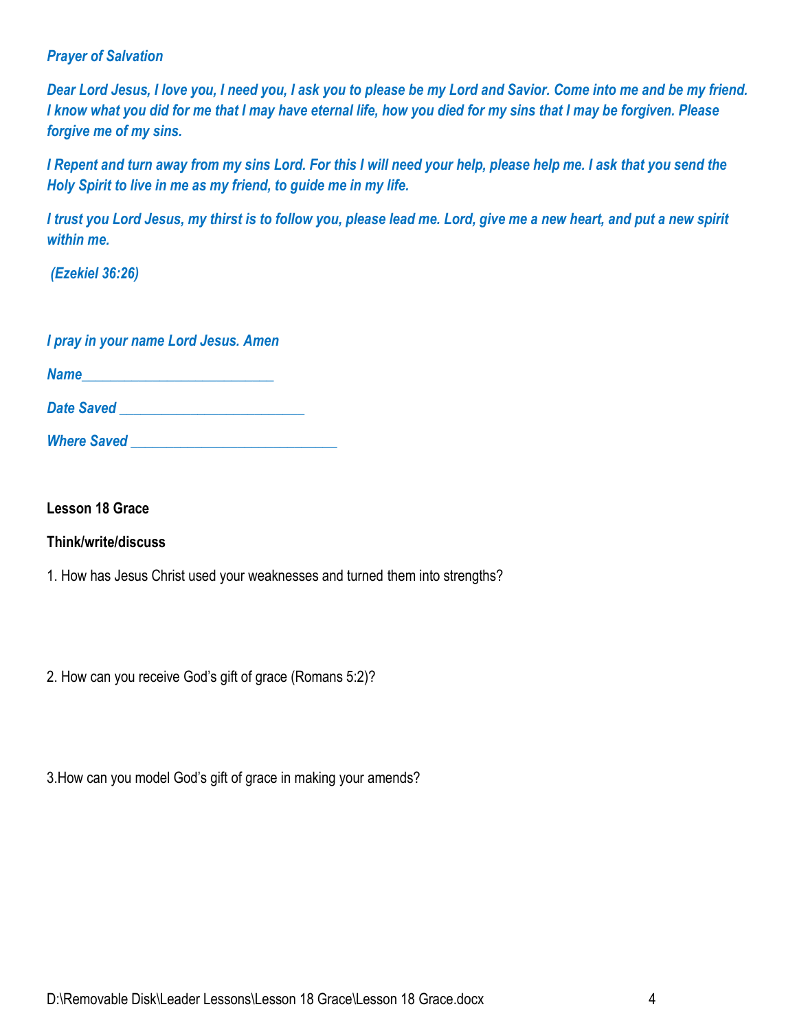***Prayer of Salvation***

***Dear Lord Jesus, I love you, I need you, I ask you to please be my Lord and Savior. Come into me and be my friend. I know what you did for me that I may have eternal life, how you died for my sins that I may be forgiven. Please forgive me of my sins.***

***I Repent and turn away from my sins Lord. For this I will need your help, please help me. I ask that you send the Holy Spirit to live in me as my friend, to guide me in my life.***

***I trust you Lord Jesus, my thirst is to follow you, please lead me. Lord, give me a new heart, and put a new spirit within me.***

***(Ezekiel 36:26)***

***I pray in your name Lord Jesus. Amen***

***Name_________________________***

***Date Saved ________________________***

***Where Saved ___________________________***

**Lesson 18 Grace**

**Think/write/discuss**

1. How has Jesus Christ used your weaknesses and turned them into strengths?

2. How can you receive God's gift of grace (Romans 5:2)?

3.How can you model God's gift of grace in making your amends?

D:\Removable Disk\Leader Lessons\Lesson 18 Grace\Lesson 18 Grace.docx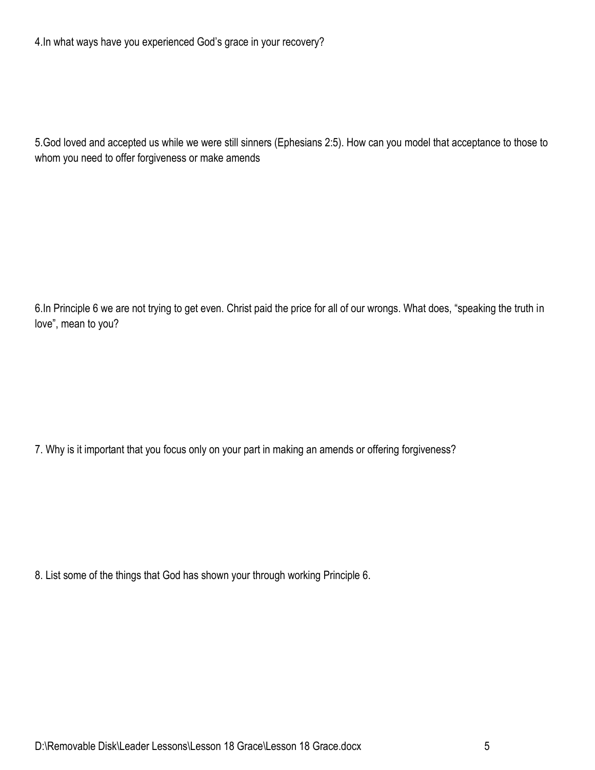4.In what ways have you experienced God's grace in your recovery?

5.God loved and accepted us while we were still sinners (Ephesians 2:5). How can you model that acceptance to those to whom you need to offer forgiveness or make amends

6.In Principle 6 we are not trying to get even. Christ paid the price for all of our wrongs. What does, "speaking the truth in love", mean to you?

7. Why is it important that you focus only on your part in making an amends or offering forgiveness?

8. List some of the things that God has shown your through working Principle 6.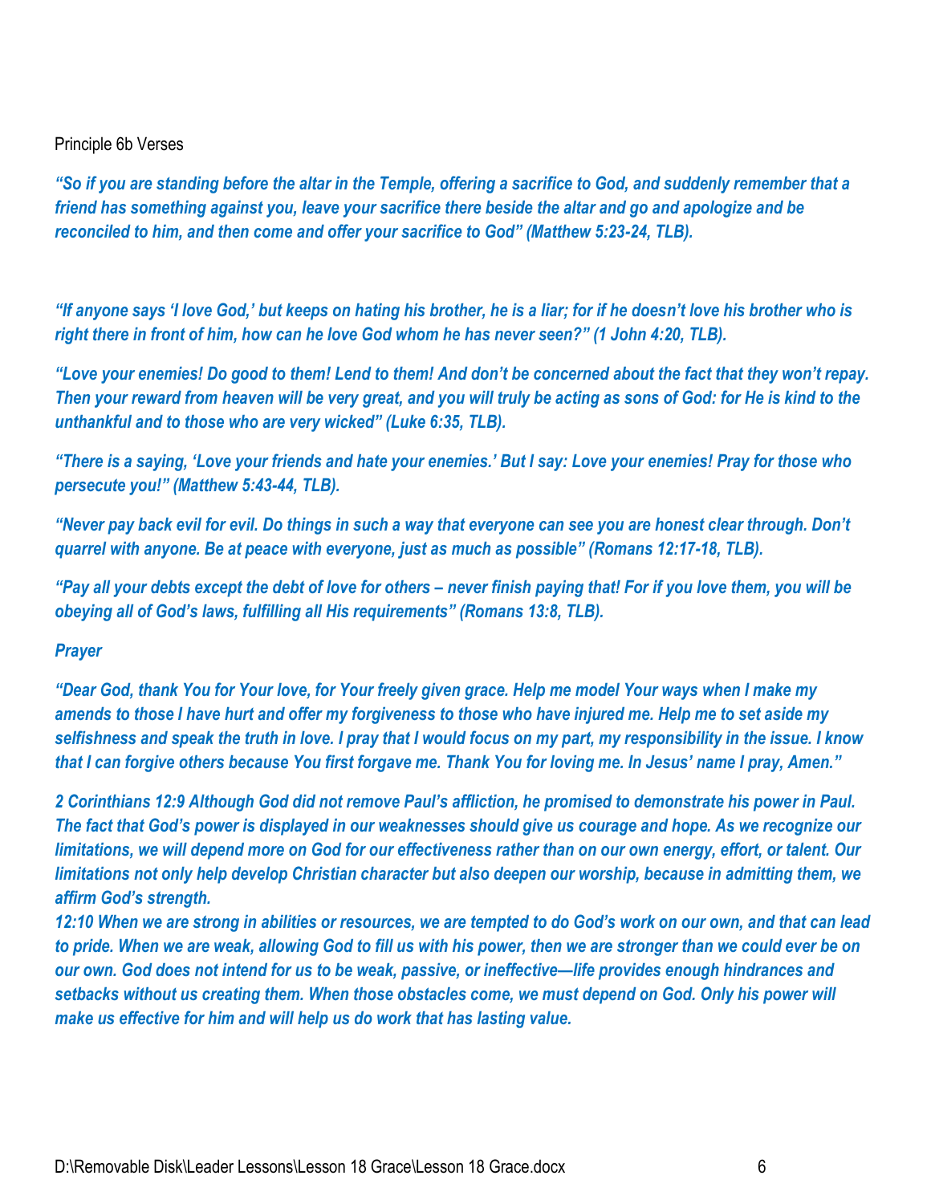Principle 6b Verses

***"So if you are standing before the altar in the Temple, offering a sacrifice to God, and suddenly remember that a friend has something against you, leave your sacrifice there beside the altar and go and apologize and be reconciled to him, and then come and offer your sacrifice to God" (Matthew 5:23-24, TLB).***

***"If anyone says 'I love God,' but keeps on hating his brother, he is a liar; for if he doesn't love his brother who is right there in front of him, how can he love God whom he has never seen?" (1 John 4:20, TLB).***

***"Love your enemies! Do good to them! Lend to them! And don't be concerned about the fact that they won't repay. Then your reward from heaven will be very great, and you will truly be acting as sons of God: for He is kind to the unthankful and to those who are very wicked" (Luke 6:35, TLB).***

***"There is a saying, 'Love your friends and hate your enemies.' But I say: Love your enemies! Pray for those who persecute you!" (Matthew 5:43-44, TLB).***

***"Never pay back evil for evil. Do things in such a way that everyone can see you are honest clear through. Don't quarrel with anyone. Be at peace with everyone, just as much as possible" (Romans 12:17-18, TLB).***

***"Pay all your debts except the debt of love for others – never finish paying that! For if you love them, you will be obeying all of God's laws, fulfilling all His requirements" (Romans 13:8, TLB).***

***Prayer***

***"Dear God, thank You for Your love, for Your freely given grace. Help me model Your ways when I make my amends to those I have hurt and offer my forgiveness to those who have injured me. Help me to set aside my selfishness and speak the truth in love. I pray that I would focus on my part, my responsibility in the issue. I know that I can forgive others because You first forgave me. Thank You for loving me. In Jesus' name I pray, Amen."***

***2 Corinthians 12:9 Although God did not remove Paul's affliction, he promised to demonstrate his power in Paul. The fact that God's power is displayed in our weaknesses should give us courage and hope. As we recognize our limitations, we will depend more on God for our effectiveness rather than on our own energy, effort, or talent. Our limitations not only help develop Christian character but also deepen our worship, because in admitting them, we affirm God's strength.***
***12:10 When we are strong in abilities or resources, we are tempted to do God's work on our own, and that can lead to pride. When we are weak, allowing God to fill us with his power, then we are stronger than we could ever be on our own. God does not intend for us to be weak, passive, or ineffective—life provides enough hindrances and setbacks without us creating them. When those obstacles come, we must depend on God. Only his power will make us effective for him and will help us do work that has lasting value.***

D:\Removable Disk\Leader Lessons\Lesson 18 Grace\Lesson 18 Grace.docx